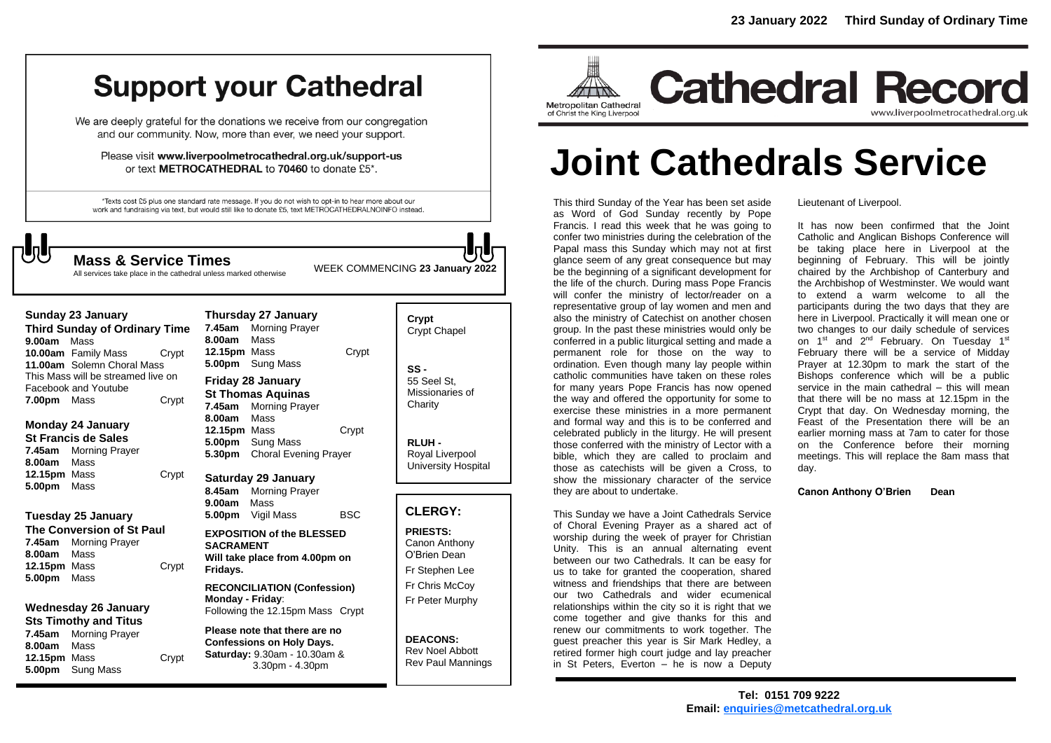23 January 2022 Third Sunday of Ordinary Time

# Support your Cathedral

We are deeply grateful for the donations we receive from our congregation and our community. Now, more than ever, we need your support.

Please visit **www.liverpoolmetrocathedral.org.uk/support-us** or text **METROCATHEDRAL** to **70460** to donate £5*.

*Texts cost £5 plus one standard rate message. If you do not wish to opt-in to hear more about our work and fundraising via text, but would still like to donate £5, text METROCATHEDRALNOINFO instead.

## Mass & Service Times

All services take place in the cathedral unless marked otherwise

WEEK COMMENCING **23 January 2022**

**Sunday 23 January**
**Third Sunday of Ordinary Time**
**9.00am** Mass
**10.00am** Family Mass Crypt
**11.00am** Solemn Choral Mass
This Mass will be streamed live on Facebook and Youtube
**7.00pm** Mass Crypt

**Monday 24 January**
**St Francis de Sales**
**7.45am** Morning Prayer
**8.00am** Mass
**12.15pm** Mass Crypt
**5.00pm** Mass

**Tuesday 25 January**
**The Conversion of St Paul**
**7.45am** Morning Prayer
**8.00am** Mass
**12.15pm** Mass Crypt
**5.00pm** Mass

**Wednesday 26 January**
**Sts Timothy and Titus**
**7.45am** Morning Prayer
**8.00am** Mass
**12.15pm** Mass Crypt
**5.00pm** Sung Mass

**Thursday 27 January**
**7.45am** Morning Prayer
**8.00am** Mass
**12.15pm** Mass Crypt
**5.00pm** Sung Mass

**Friday 28 January**
**St Thomas Aquinas**
**7.45am** Morning Prayer
**8.00am** Mass
**12.15pm** Mass Crypt
**5.00pm** Sung Mass
**5.30pm** Choral Evening Prayer

**Saturday 29 January**
**8.45am** Morning Prayer
**9.00am** Mass
**5.00pm** Vigil Mass BSC

**EXPOSITION of the BLESSED SACRAMENT**
**Will take place from 4.00pm on Fridays.**

**RECONCILIATION (Confession)**
**Monday - Friday**:
Following the 12.15pm Mass Crypt

**Please note that there are no Confessions on Holy Days.**
**Saturday:** 9.30am - 10.30am & 3.30pm - 4.30pm

**Crypt**
Crypt Chapel

**SS -**
55 Seel St, Missionaries of Charity

**RLUH -**
Royal Liverpool University Hospital

## CLERGY:

**PRIESTS:**
Canon Anthony O'Brien Dean
Fr Stephen Lee
Fr Chris McCoy
Fr Peter Murphy

**DEACONS:**
Rev Noel Abbott
Rev Paul Mannings

Metropolitan Cathedral of Christ the King Liverpool

# Cathedral Record

www.liverpoolmetrocathedral.org.uk

# Joint Cathedrals Service

This third Sunday of the Year has been set aside as Word of God Sunday recently by Pope Francis. I read this week that he was going to confer two ministries during the celebration of the Papal mass this Sunday which may not at first glance seem of any great consequence but may be the beginning of a significant development for the life of the church. During mass Pope Francis will confer the ministry of lector/reader on a representative group of lay women and men and also the ministry of Catechist on another chosen group. In the past these ministries would only be conferred in a public liturgical setting and made a permanent role for those on the way to ordination. Even though many lay people within catholic communities have taken on these roles for many years Pope Francis has now opened the way and offered the opportunity for some to exercise these ministries in a more permanent and formal way and this is to be conferred and celebrated publicly in the liturgy. He will present those conferred with the ministry of Lector with a bible, which they are called to proclaim and those as catechists will be given a Cross, to show the missionary character of the service they are about to undertake.

This Sunday we have a Joint Cathedrals Service of Choral Evening Prayer as a shared act of worship during the week of prayer for Christian Unity. This is an annual alternating event between our two Cathedrals. It can be easy for us to take for granted the cooperation, shared witness and friendships that there are between our two Cathedrals and wider ecumenical relationships within the city so it is right that we come together and give thanks for this and renew our commitments to work together. The guest preacher this year is Sir Mark Hedley, a retired former high court judge and lay preacher in St Peters, Everton – he is now a Deputy Lieutenant of Liverpool.

It has now been confirmed that the Joint Catholic and Anglican Bishops Conference will be taking place here in Liverpool at the beginning of February. This will be jointly chaired by the Archbishop of Canterbury and the Archbishop of Westminster. We would want to extend a warm welcome to all the participants during the two days that they are here in Liverpool. Practically it will mean one or two changes to our daily schedule of services on 1st and 2nd February. On Tuesday 1st February there will be a service of Midday Prayer at 12.30pm to mark the start of the Bishops conference which will be a public service in the main cathedral – this will mean that there will be no mass at 12.15pm in the Crypt that day. On Wednesday morning, the Feast of the Presentation there will be an earlier morning mass at 7am to cater for those on the Conference before their morning meetings. This will replace the 8am mass that day.

**Canon Anthony O'Brien Dean**

**Tel: 0151 709 9222**
**Email: enquiries@metcathedral.org.uk**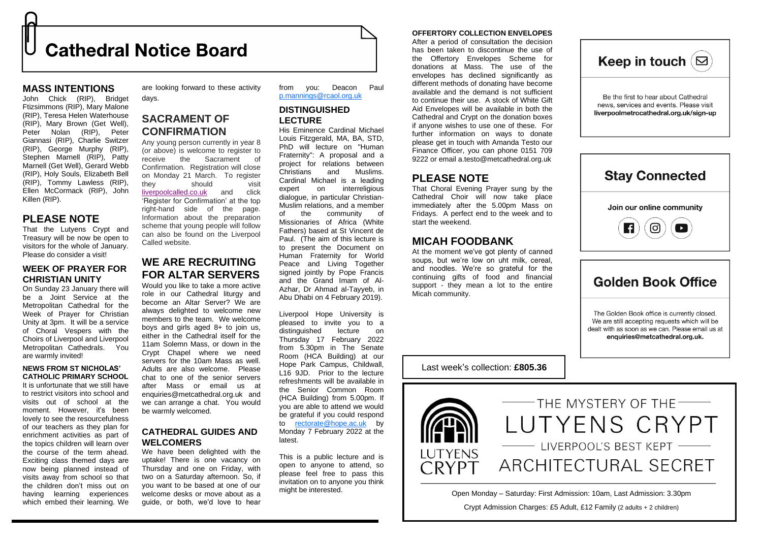# Cathedral Notice Board

## MASS INTENTIONS

John Chick (RIP), Bridget Ftizsimmons (RIP), Mary Malone (RIP), Teresa Helen Waterhouse (RIP), Mary Brown (Get Well), Peter Nolan (RIP), Peter Giannasi (RIP), Charlie Switzer (RIP), George Murphy (RIP), Stephen Marnell (RIP), Patty Marnell (Get Well), Gerard Webb (RIP), Holy Souls, Elizabeth Bell (RIP), Tommy Lawless (RIP), Ellen McCormack (RIP), John Killen (RIP).

## PLEASE NOTE

That the Lutyens Crypt and Treasury will be now be open to visitors for the whole of January. Please do consider a visit!

### WEEK OF PRAYER FOR CHRISTIAN UNITY

On Sunday 23 January there will be a Joint Service at the Metropolitan Cathedral for the Week of Prayer for Christian Unity at 3pm. It will be a service of Choral Vespers with the Choirs of Liverpool and Liverpool Metropolitan Cathedrals. You are warmly invited!

#### NEWS FROM ST NICHOLAS' CATHOLIC PRIMARY SCHOOL

It is unfortunate that we still have to restrict visitors into school and visits out of school at the moment. However, it's been lovely to see the resourcefulness of our teachers as they plan for enrichment activities as part of the topics children will learn over the course of the term ahead. Exciting class themed days are now being planned instead of visits away from school so that the children don't miss out on having learning experiences which embed their learning. We are looking forward to these activity days.

## SACRAMENT OF CONFIRMATION

Any young person currently in year 8 (or above) is welcome to register to receive the Sacrament of Confirmation. Registration will close on Monday 21 March. To register they should visit liverpoolcalled.co.uk and click 'Register for Confirmation' at the top right-hand side of the page. Information about the preparation scheme that young people will follow can also be found on the Liverpool Called website.

## WE ARE RECRUITING FOR ALTAR SERVERS

Would you like to take a more active role in our Cathedral liturgy and become an Altar Server? We are always delighted to welcome new members to the team. We welcome boys and girls aged 8+ to join us, either in the Cathedral itself for the 11am Solemn Mass, or down in the Crypt Chapel where we need servers for the 10am Mass as well. Adults are also welcome. Please chat to one of the senior servers after Mass or email us at enquiries@metcathedral.org.uk and we can arrange a chat. You would be warmly welcomed.

### CATHEDRAL GUIDES AND WELCOMERS

We have been delighted with the uptake! There is one vacancy on Thursday and one on Friday, with two on a Saturday afternoon. So, if you want to be based at one of our welcome desks or move about as a guide, or both, we'd love to hear from you: Deacon Paul p.mannings@rcaol.org.uk

### DISTINGUISHED LECTURE

His Eminence Cardinal Michael Louis Fitzgerald, MA, BA, STD, PhD will lecture on "Human Fraternity": A proposal and a project for relations between Christians and Muslims. Cardinal Michael is a leading expert on interreligious dialogue, in particular Christian-Muslim relations, and a member of the community of Missionaries of Africa (White Fathers) based at St Vincent de Paul. (The aim of this lecture is to present the Document on Human Fraternity for World Peace and Living Together signed jointly by Pope Francis and the Grand Imam of Al-Azhar, Dr Ahmad al-Tayyeb, in Abu Dhabi on 4 February 2019).

Liverpool Hope University is pleased to invite you to a distinguished lecture on Thursday 17 February 2022 from 5.30pm in The Senate Room (HCA Building) at our Hope Park Campus, Childwall, L16 9JD. Prior to the lecture refreshments will be available in the Senior Common Room (HCA Building) from 5.00pm. If you are able to attend we would be grateful if you could respond to rectorate@hope.ac.uk by Monday 7 February 2022 at the latest.

This is a public lecture and is open to anyone to attend, so please feel free to pass this invitation on to anyone you think might be interested.

#### OFFERTORY COLLECTION ENVELOPES

After a period of consultation the decision has been taken to discontinue the use of the Offertory Envelopes Scheme for donations at Mass. The use of the envelopes has declined significantly as different methods of donating have become available and the demand is not sufficient to continue their use. A stock of White Gift Aid Envelopes will be available in both the Cathedral and Crypt on the donation boxes if anyone wishes to use one of these. For further information on ways to donate please get in touch with Amanda Testo our Finance Officer, you can phone 0151 709 9222 or email a.testo@metcathedral.org.uk

## PLEASE NOTE

That Choral Evening Prayer sung by the Cathedral Choir will now take place immediately after the 5.00pm Mass on Fridays. A perfect end to the week and to start the weekend.

## MICAH FOODBANK

At the moment we've got plenty of canned soups, but we're low on uht milk, cereal, and noodles. We're so grateful for the continuing gifts of food and financial support - they mean a lot to the entire Micah community.

Last week's collection: **£805.36**

## Keep in touch

Be the first to hear about Cathedral news, services and events. Please visit **liverpoolmetrocathedral.org.uk/sign-up**

## Stay Connected

**Join our online community**

## Golden Book Office

The Golden Book office is currently closed. We are still accepting requests which will be dealt with as soon as we can. Please email us at **enquiries@metcathedral.org.uk.**

LUTYENS CRYPT

THE MYSTERY OF THE LUTYENS CRYPT

LIVERPOOL'S BEST KEPT ARCHITECTURAL SECRET

Open Monday – Saturday: First Admission: 10am, Last Admission: 3.30pm

Crypt Admission Charges: £5 Adult, £12 Family (2 adults + 2 children)